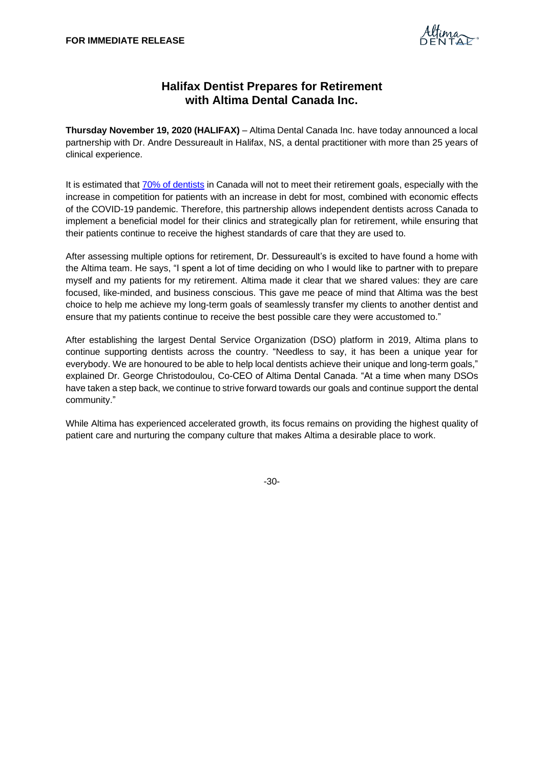**FOR IMMEDIATE RELEASE**

# Halifax Dentist Prepares for Retirement with Altima Dental Canada Inc.

**Thursday November 19, 2020 (HALIFAX)** – Altima Dental Canada Inc. have today announced a local partnership with Dr. Andre Dessureault in Halifax, NS, a dental practitioner with more than 25 years of clinical experience.

It is estimated that 70% of dentists in Canada will not to meet their retirement goals, especially with the increase in competition for patients with an increase in debt for most, combined with economic effects of the COVID-19 pandemic. Therefore, this partnership allows independent dentists across Canada to implement a beneficial model for their clinics and strategically plan for retirement, while ensuring that their patients continue to receive the highest standards of care that they are used to.

After assessing multiple options for retirement, Dr. Dessureault's is excited to have found a home with the Altima team. He says, "I spent a lot of time deciding on who I would like to partner with to prepare myself and my patients for my retirement. Altima made it clear that we shared values: they are care focused, like-minded, and business conscious. This gave me peace of mind that Altima was the best choice to help me achieve my long-term goals of seamlessly transfer my clients to another dentist and ensure that my patients continue to receive the best possible care they were accustomed to."

After establishing the largest Dental Service Organization (DSO) platform in 2019, Altima plans to continue supporting dentists across the country. "Needless to say, it has been a unique year for everybody. We are honoured to be able to help local dentists achieve their unique and long-term goals," explained Dr. George Christodoulou, Co-CEO of Altima Dental Canada. "At a time when many DSOs have taken a step back, we continue to strive forward towards our goals and continue support the dental community."

While Altima has experienced accelerated growth, its focus remains on providing the highest quality of patient care and nurturing the company culture that makes Altima a desirable place to work.

-30-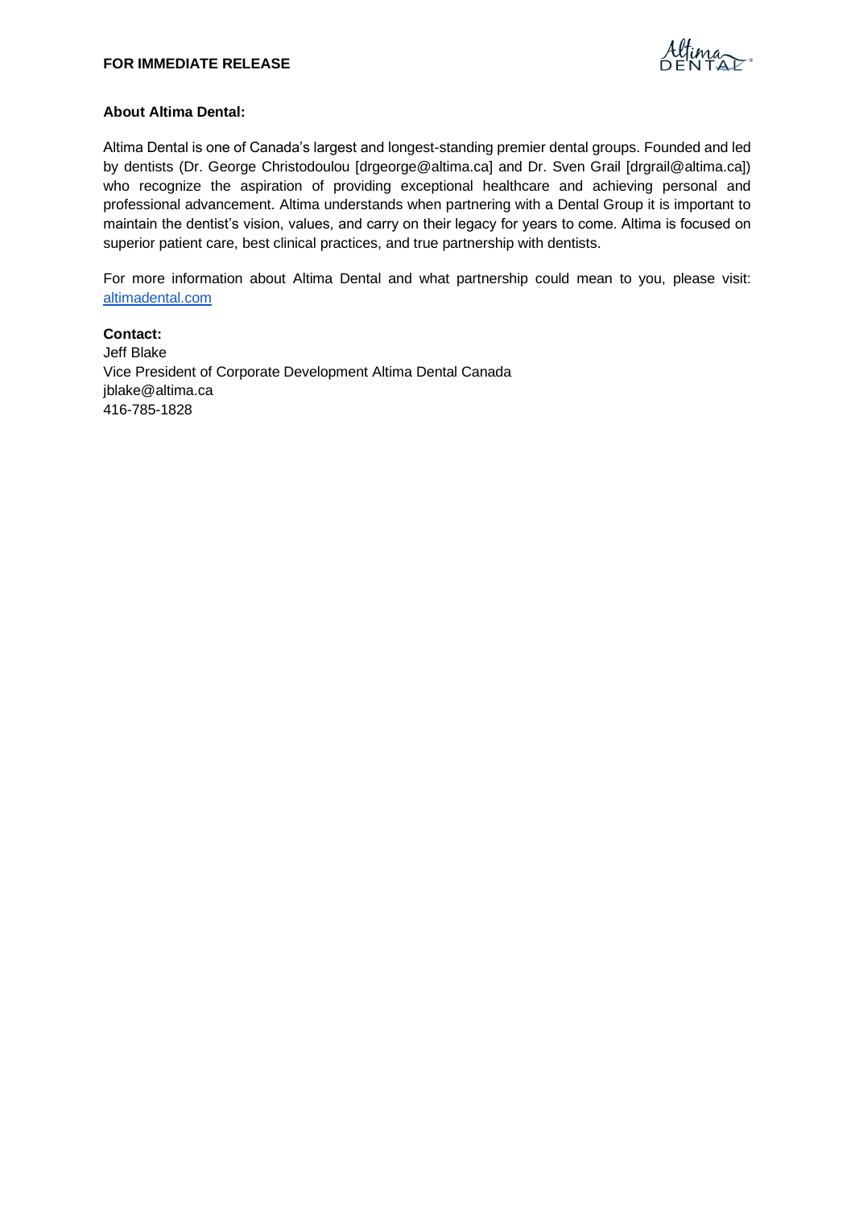**About Altima Dental:**

Altima Dental is one of Canada's largest and longest-standing premier dental groups. Founded and led by dentists (Dr. George Christodoulou [drgeorge@altima.ca] and Dr. Sven Grail [drgrail@altima.ca]) who recognize the aspiration of providing exceptional healthcare and achieving personal and professional advancement. Altima understands when partnering with a Dental Group it is important to maintain the dentist's vision, values, and carry on their legacy for years to come. Altima is focused on superior patient care, best clinical practices, and true partnership with dentists.

For more information about Altima Dental and what partnership could mean to you, please visit: [altimadental.com](altimadental.com)

**Contact:**
Jeff Blake
Vice President of Corporate Development Altima Dental Canada
jblake@altima.ca
416-785-1828